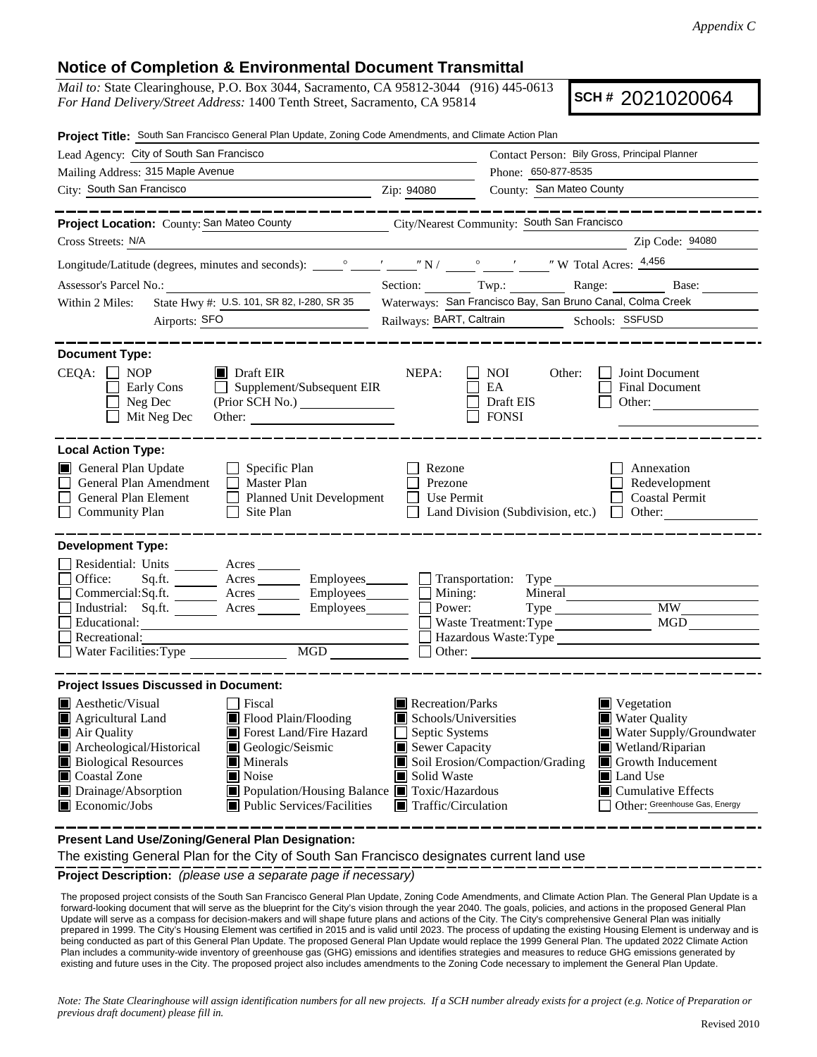*Appendix C*

## Notice of Completion & Environmental Document Transmittal

*Mail to:* State Clearinghouse, P.O. Box 3044, Sacramento, CA 95812-3044 (916) 445-0613
*For Hand Delivery/Street Address:* 1400 Tenth Street, Sacramento, CA 95814

**SCH #** 2021020064

**Project Title:** South San Francisco General Plan Update, Zoning Code Amendments, and Climate Action Plan

Lead Agency: City of South San Francisco
Contact Person: Bily Gross, Principal Planner
Mailing Address: 315 Maple Avenue
Phone: 650-877-8535
City: South San Francisco
Zip: 94080
County: San Mateo County

---

**Project Location:** County: San Mateo County
City/Nearest Community: South San Francisco
Cross Streets: N/A
Zip Code: 94080
Longitude/Latitude (degrees, minutes and seconds): ____° ____′ ____″ N / ____° ____′ ____″ W Total Acres: 4,456
Assessor's Parcel No.: ________ Section: ____ Twp.: ____ Range: ____ Base: ____
Within 2 Miles: State Hwy #: U.S. 101, SR 82, I-280, SR 35
Waterways: San Francisco Bay, San Bruno Canal, Colma Creek
Airports: SFO
Railways: BART, Caltrain
Schools: SSFUSD

---

**Document Type:**

CEQA: ☐ NOP ☐ Early Cons ☐ Neg Dec ☐ Mit Neg Dec ■ Draft EIR ☐ Supplement/Subsequent EIR (Prior SCH No.) ________ Other: ________

NEPA: ☐ NOI ☐ EA ☐ Draft EIS ☐ FONSI

Other: ☐ Joint Document ☐ Final Document ☐ Other: ________

---

**Local Action Type:**

■ General Plan Update
☐ General Plan Amendment
☐ General Plan Element
☐ Community Plan
☐ Specific Plan
☐ Master Plan
☐ Planned Unit Development
☐ Site Plan
☐ Rezone
☐ Prezone
☐ Use Permit
☐ Land Division (Subdivision, etc.)
☐ Annexation
☐ Redevelopment
☐ Coastal Permit
☐ Other: ________

---

**Development Type:**

☐ Residential: Units ____ Acres ____
☐ Office: Sq.ft. ____ Acres ____ Employees ____
☐ Commercial: Sq.ft. ____ Acres ____ Employees ____
☐ Industrial: Sq.ft. ____ Acres ____ Employees ____
☐ Educational: ________
☐ Recreational: ________
☐ Water Facilities: Type ____ MGD ____
☐ Transportation: Type ________
☐ Mining: Mineral ________
☐ Power: Type ____ MW ____
☐ Waste Treatment: Type ____ MGD ____
☐ Hazardous Waste: Type ________
☐ Other: ________

---

**Project Issues Discussed in Document:**

■ Aesthetic/Visual
■ Agricultural Land
■ Air Quality
■ Archeological/Historical
■ Biological Resources
■ Coastal Zone
■ Drainage/Absorption
■ Economic/Jobs
☐ Fiscal
■ Flood Plain/Flooding
■ Forest Land/Fire Hazard
■ Geologic/Seismic
■ Minerals
■ Noise
■ Population/Housing Balance
■ Public Services/Facilities
■ Recreation/Parks
■ Schools/Universities
☐ Septic Systems
■ Sewer Capacity
■ Soil Erosion/Compaction/Grading
■ Solid Waste
■ Toxic/Hazardous
■ Traffic/Circulation
■ Vegetation
■ Water Quality
■ Water Supply/Groundwater
■ Wetland/Riparian
■ Growth Inducement
■ Land Use
■ Cumulative Effects
☐ Other: Greenhouse Gas, Energy

---

**Present Land Use/Zoning/General Plan Designation:**

The existing General Plan for the City of South San Francisco designates current land use

**Project Description:** *(please use a separate page if necessary)*

The proposed project consists of the South San Francisco General Plan Update, Zoning Code Amendments, and Climate Action Plan. The General Plan Update is a forward-looking document that will serve as the blueprint for the City's vision through the year 2040. The goals, policies, and actions in the proposed General Plan Update will serve as a compass for decision-makers and will shape future plans and actions of the City. The City's comprehensive General Plan was initially prepared in 1999. The City's Housing Element was certified in 2015 and is valid until 2023. The process of updating the existing Housing Element is underway and is being conducted as part of this General Plan Update. The proposed General Plan Update would replace the 1999 General Plan. The updated 2022 Climate Action Plan includes a community-wide inventory of greenhouse gas (GHG) emissions and identifies strategies and measures to reduce GHG emissions generated by existing and future uses in the City. The proposed project also includes amendments to the Zoning Code necessary to implement the General Plan Update.

*Note: The State Clearinghouse will assign identification numbers for all new projects. If a SCH number already exists for a project (e.g. Notice of Preparation or previous draft document) please fill in.*

Revised 2010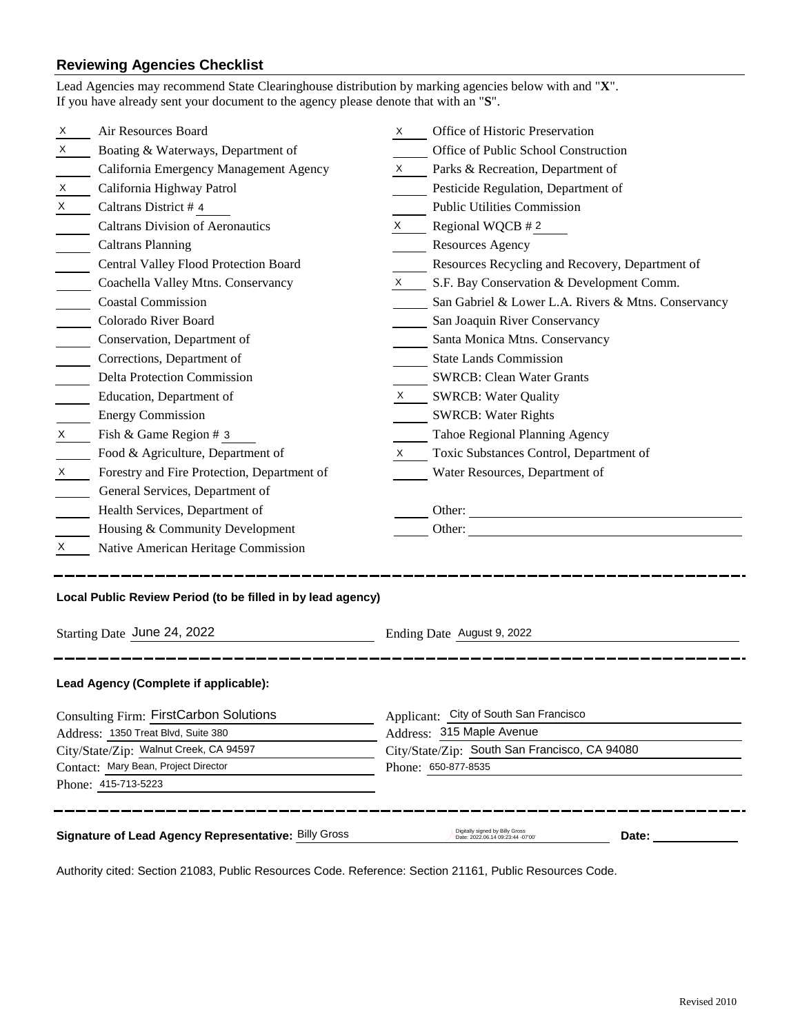## Reviewing Agencies Checklist

Lead Agencies may recommend State Clearinghouse distribution by marking agencies below with and "**X**".
If you have already sent your document to the agency please denote that with an "**S**".

| | | | |
|---|---|---|---|
| X | Air Resources Board | X | Office of Historic Preservation |
| X | Boating & Waterways, Department of | | Office of Public School Construction |
| | California Emergency Management Agency | X | Parks & Recreation, Department of |
| X | California Highway Patrol | | Pesticide Regulation, Department of |
| X | Caltrans District # 4 | | Public Utilities Commission |
| | Caltrans Division of Aeronautics | X | Regional WQCB # 2 |
| | Caltrans Planning | | Resources Agency |
| | Central Valley Flood Protection Board | | Resources Recycling and Recovery, Department of |
| | Coachella Valley Mtns. Conservancy | X | S.F. Bay Conservation & Development Comm. |
| | Coastal Commission | | San Gabriel & Lower L.A. Rivers & Mtns. Conservancy |
| | Colorado River Board | | San Joaquin River Conservancy |
| | Conservation, Department of | | Santa Monica Mtns. Conservancy |
| | Corrections, Department of | | State Lands Commission |
| | Delta Protection Commission | | SWRCB: Clean Water Grants |
| | Education, Department of | X | SWRCB: Water Quality |
| | Energy Commission | | SWRCB: Water Rights |
| X | Fish & Game Region # 3 | | Tahoe Regional Planning Agency |
| | Food & Agriculture, Department of | X | Toxic Substances Control, Department of |
| X | Forestry and Fire Protection, Department of | | Water Resources, Department of |
| | General Services, Department of | | |
| | Health Services, Department of | | Other: |
| | Housing & Community Development | | Other: |
| X | Native American Heritage Commission | | |

### Local Public Review Period (to be filled in by lead agency)

Starting Date June 24, 2022

Ending Date August 9, 2022

### Lead Agency (Complete if applicable):

Consulting Firm: FirstCarbon Solutions
Address: 1350 Treat Blvd, Suite 380
City/State/Zip: Walnut Creek, CA 94597
Contact: Mary Bean, Project Director
Phone: 415-713-5223

Applicant: City of South San Francisco
Address: 315 Maple Avenue
City/State/Zip: South San Francisco, CA 94080
Phone: 650-877-8535

**Signature of Lead Agency Representative:** Billy Gross Digitally signed by Billy Gross Date: 2022.06.14 09:23:44 -07'00' **Date:**

Authority cited: Section 21083, Public Resources Code. Reference: Section 21161, Public Resources Code.

Revised 2010